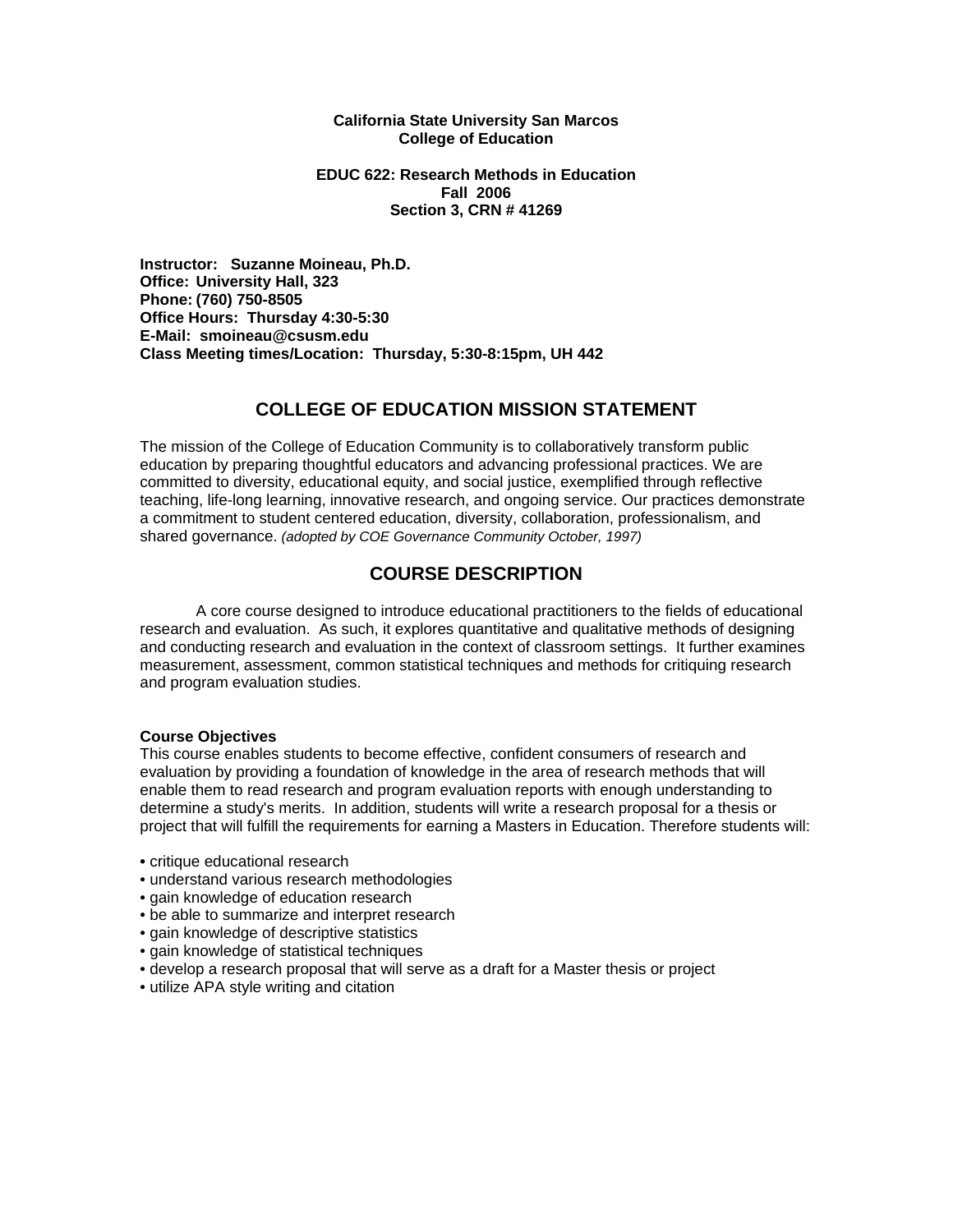**California State University San Marcos**
**College of Education**

**EDUC 622: Research Methods in Education**
**Fall 2006**
**Section 3, CRN # 41269**

**Instructor: Suzanne Moineau, Ph.D.**
**Office: University Hall, 323**
**Phone: (760) 750-8505**
**Office Hours: Thursday 4:30-5:30**
**E-Mail: smoineau@csusm.edu**
**Class Meeting times/Location: Thursday, 5:30-8:15pm, UH 442**

## COLLEGE OF EDUCATION MISSION STATEMENT

The mission of the College of Education Community is to collaboratively transform public education by preparing thoughtful educators and advancing professional practices. We are committed to diversity, educational equity, and social justice, exemplified through reflective teaching, life-long learning, innovative research, and ongoing service. Our practices demonstrate a commitment to student centered education, diversity, collaboration, professionalism, and shared governance. *(adopted by COE Governance Community October, 1997)*

## COURSE DESCRIPTION

A core course designed to introduce educational practitioners to the fields of educational research and evaluation. As such, it explores quantitative and qualitative methods of designing and conducting research and evaluation in the context of classroom settings. It further examines measurement, assessment, common statistical techniques and methods for critiquing research and program evaluation studies.

### Course Objectives

This course enables students to become effective, confident consumers of research and evaluation by providing a foundation of knowledge in the area of research methods that will enable them to read research and program evaluation reports with enough understanding to determine a study's merits. In addition, students will write a research proposal for a thesis or project that will fulfill the requirements for earning a Masters in Education. Therefore students will:

- critique educational research
- understand various research methodologies
- gain knowledge of education research
- be able to summarize and interpret research
- gain knowledge of descriptive statistics
- gain knowledge of statistical techniques
- develop a research proposal that will serve as a draft for a Master thesis or project
- utilize APA style writing and citation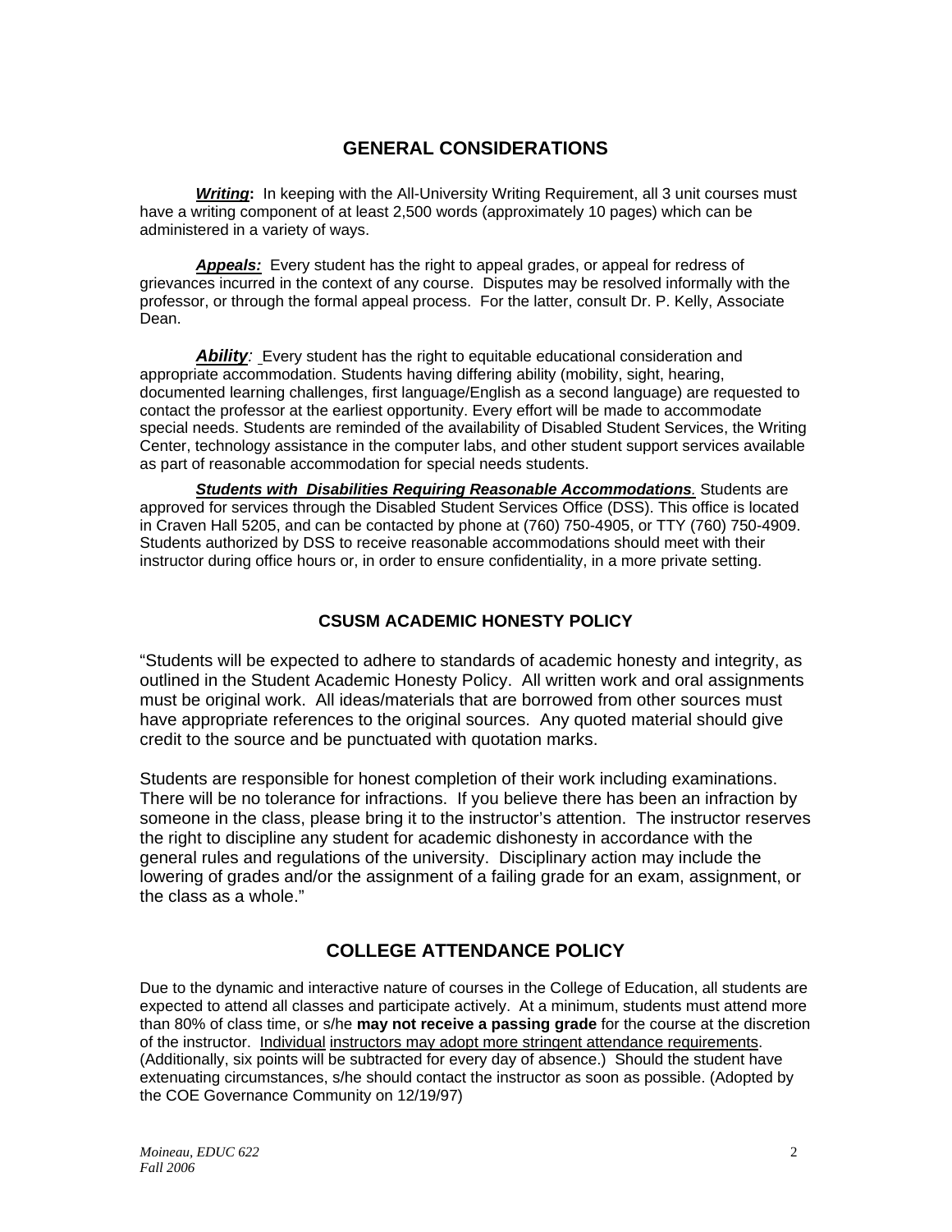## GENERAL CONSIDERATIONS

***Writing*:** In keeping with the All-University Writing Requirement, all 3 unit courses must have a writing component of at least 2,500 words (approximately 10 pages) which can be administered in a variety of ways.

***Appeals:*** Every student has the right to appeal grades, or appeal for redress of grievances incurred in the context of any course. Disputes may be resolved informally with the professor, or through the formal appeal process. For the latter, consult Dr. P. Kelly, Associate Dean.

***Ability*:** Every student has the right to equitable educational consideration and appropriate accommodation. Students having differing ability (mobility, sight, hearing, documented learning challenges, first language/English as a second language) are requested to contact the professor at the earliest opportunity. Every effort will be made to accommodate special needs. Students are reminded of the availability of Disabled Student Services, the Writing Center, technology assistance in the computer labs, and other student support services available as part of reasonable accommodation for special needs students.

***Students with Disabilities Requiring Reasonable Accommodations*.** Students are approved for services through the Disabled Student Services Office (DSS). This office is located in Craven Hall 5205, and can be contacted by phone at (760) 750-4905, or TTY (760) 750-4909. Students authorized by DSS to receive reasonable accommodations should meet with their instructor during office hours or, in order to ensure confidentiality, in a more private setting.

### CSUSM ACADEMIC HONESTY POLICY

"Students will be expected to adhere to standards of academic honesty and integrity, as outlined in the Student Academic Honesty Policy. All written work and oral assignments must be original work. All ideas/materials that are borrowed from other sources must have appropriate references to the original sources. Any quoted material should give credit to the source and be punctuated with quotation marks.

Students are responsible for honest completion of their work including examinations. There will be no tolerance for infractions. If you believe there has been an infraction by someone in the class, please bring it to the instructor's attention. The instructor reserves the right to discipline any student for academic dishonesty in accordance with the general rules and regulations of the university. Disciplinary action may include the lowering of grades and/or the assignment of a failing grade for an exam, assignment, or the class as a whole."

## COLLEGE ATTENDANCE POLICY

Due to the dynamic and interactive nature of courses in the College of Education, all students are expected to attend all classes and participate actively. At a minimum, students must attend more than 80% of class time, or s/he **may not receive a passing grade** for the course at the discretion of the instructor. Individual instructors may adopt more stringent attendance requirements. (Additionally, six points will be subtracted for every day of absence.) Should the student have extenuating circumstances, s/he should contact the instructor as soon as possible. (Adopted by the COE Governance Community on 12/19/97)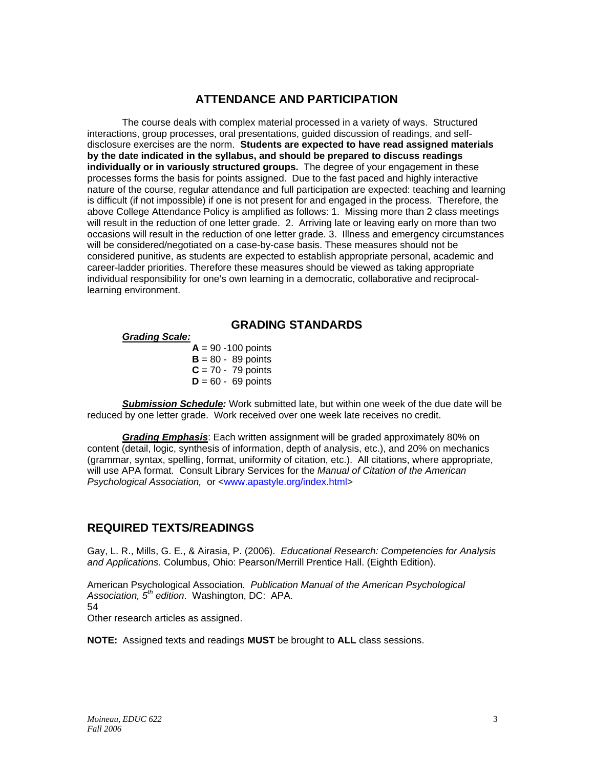## ATTENDANCE AND PARTICIPATION

The course deals with complex material processed in a variety of ways. Structured interactions, group processes, oral presentations, guided discussion of readings, and self-disclosure exercises are the norm. **Students are expected to have read assigned materials by the date indicated in the syllabus, and should be prepared to discuss readings individually or in variously structured groups.** The degree of your engagement in these processes forms the basis for points assigned. Due to the fast paced and highly interactive nature of the course, regular attendance and full participation are expected: teaching and learning is difficult (if not impossible) if one is not present for and engaged in the process. Therefore, the above College Attendance Policy is amplified as follows: 1. Missing more than 2 class meetings will result in the reduction of one letter grade. 2. Arriving late or leaving early on more than two occasions will result in the reduction of one letter grade. 3. Illness and emergency circumstances will be considered/negotiated on a case-by-case basis. These measures should not be considered punitive, as students are expected to establish appropriate personal, academic and career-ladder priorities. Therefore these measures should be viewed as taking appropriate individual responsibility for one's own learning in a democratic, collaborative and reciprocal-learning environment.

## GRADING STANDARDS

***Grading Scale:***

**A** = 90 -100 points
**B** = 80 - 89 points
**C** = 70 - 79 points
**D** = 60 - 69 points

***Submission Schedule:*** Work submitted late, but within one week of the due date will be reduced by one letter grade. Work received over one week late receives no credit.

***Grading Emphasis***: Each written assignment will be graded approximately 80% on content (detail, logic, synthesis of information, depth of analysis, etc.), and 20% on mechanics (grammar, syntax, spelling, format, uniformity of citation, etc.). All citations, where appropriate, will use APA format. Consult Library Services for the *Manual of Citation of the American Psychological Association,* or <www.apastyle.org/index.html>

## REQUIRED TEXTS/READINGS

Gay, L. R., Mills, G. E., & Airasia, P. (2006). *Educational Research: Competencies for Analysis and Applications.* Columbus, Ohio: Pearson/Merrill Prentice Hall. (Eighth Edition).

American Psychological Association. *Publication Manual of the American Psychological Association, 5th edition*. Washington, DC: APA.
54
Other research articles as assigned.

**NOTE:** Assigned texts and readings **MUST** be brought to **ALL** class sessions.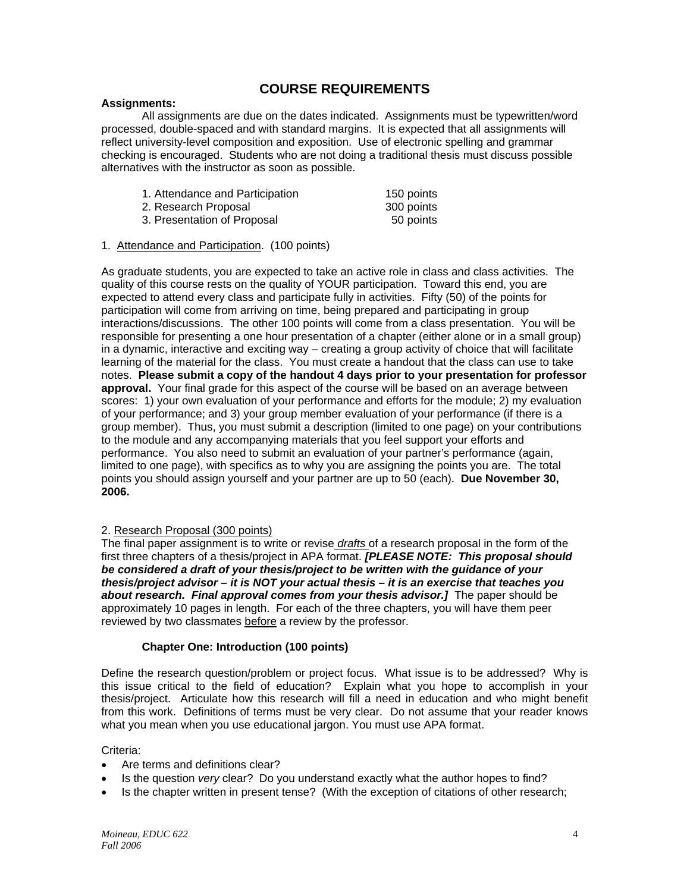## COURSE REQUIREMENTS

**Assignments:**

All assignments are due on the dates indicated. Assignments must be typewritten/word processed, double-spaced and with standard margins. It is expected that all assignments will reflect university-level composition and exposition. Use of electronic spelling and grammar checking is encouraged. Students who are not doing a traditional thesis must discuss possible alternatives with the instructor as soon as possible.

| | |
|---|---|
| 1. Attendance and Participation | 150 points |
| 2. Research Proposal | 300 points |
| 3. Presentation of Proposal | 50 points |

1. Attendance and Participation. (100 points)

As graduate students, you are expected to take an active role in class and class activities. The quality of this course rests on the quality of YOUR participation. Toward this end, you are expected to attend every class and participate fully in activities. Fifty (50) of the points for participation will come from arriving on time, being prepared and participating in group interactions/discussions. The other 100 points will come from a class presentation. You will be responsible for presenting a one hour presentation of a chapter (either alone or in a small group) in a dynamic, interactive and exciting way – creating a group activity of choice that will facilitate learning of the material for the class. You must create a handout that the class can use to take notes. **Please submit a copy of the handout 4 days prior to your presentation for professor approval.** Your final grade for this aspect of the course will be based on an average between scores: 1) your own evaluation of your performance and efforts for the module; 2) my evaluation of your performance; and 3) your group member evaluation of your performance (if there is a group member). Thus, you must submit a description (limited to one page) on your contributions to the module and any accompanying materials that you feel support your efforts and performance. You also need to submit an evaluation of your partner's performance (again, limited to one page), with specifics as to why you are assigning the points you are. The total points you should assign yourself and your partner are up to 50 (each). **Due November 30, 2006.**

2. Research Proposal (300 points)

The final paper assignment is to write or revise *drafts* of a research proposal in the form of the first three chapters of a thesis/project in APA format. ***[PLEASE NOTE: This proposal should be considered a draft of your thesis/project to be written with the guidance of your thesis/project advisor – it is NOT your actual thesis – it is an exercise that teaches you about research. Final approval comes from your thesis advisor.]*** The paper should be approximately 10 pages in length. For each of the three chapters, you will have them peer reviewed by two classmates before a review by the professor.

**Chapter One: Introduction (100 points)**

Define the research question/problem or project focus. What issue is to be addressed? Why is this issue critical to the field of education? Explain what you hope to accomplish in your thesis/project. Articulate how this research will fill a need in education and who might benefit from this work. Definitions of terms must be very clear. Do not assume that your reader knows what you mean when you use educational jargon. You must use APA format.

Criteria:

- Are terms and definitions clear?
- Is the question *very* clear? Do you understand exactly what the author hopes to find?
- Is the chapter written in present tense? (With the exception of citations of other research;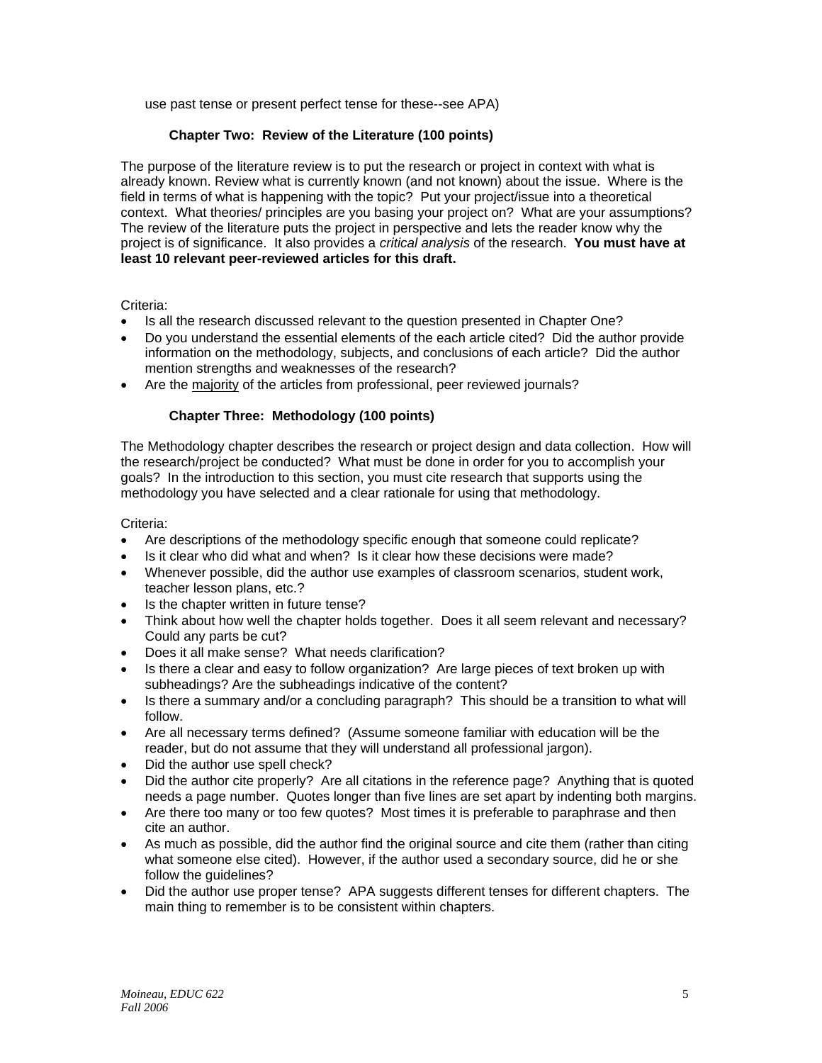use past tense or present perfect tense for these--see APA)

### Chapter Two: Review of the Literature (100 points)

The purpose of the literature review is to put the research or project in context with what is already known. Review what is currently known (and not known) about the issue. Where is the field in terms of what is happening with the topic? Put your project/issue into a theoretical context. What theories/ principles are you basing your project on? What are your assumptions? The review of the literature puts the project in perspective and lets the reader know why the project is of significance. It also provides a *critical analysis* of the research. **You must have at least 10 relevant peer-reviewed articles for this draft.**

Criteria:

- Is all the research discussed relevant to the question presented in Chapter One?
- Do you understand the essential elements of the each article cited? Did the author provide information on the methodology, subjects, and conclusions of each article? Did the author mention strengths and weaknesses of the research?
- Are the <u>majority</u> of the articles from professional, peer reviewed journals?

### Chapter Three: Methodology (100 points)

The Methodology chapter describes the research or project design and data collection. How will the research/project be conducted? What must be done in order for you to accomplish your goals? In the introduction to this section, you must cite research that supports using the methodology you have selected and a clear rationale for using that methodology.

Criteria:

- Are descriptions of the methodology specific enough that someone could replicate?
- Is it clear who did what and when? Is it clear how these decisions were made?
- Whenever possible, did the author use examples of classroom scenarios, student work, teacher lesson plans, etc.?
- Is the chapter written in future tense?
- Think about how well the chapter holds together. Does it all seem relevant and necessary? Could any parts be cut?
- Does it all make sense? What needs clarification?
- Is there a clear and easy to follow organization? Are large pieces of text broken up with subheadings? Are the subheadings indicative of the content?
- Is there a summary and/or a concluding paragraph? This should be a transition to what will follow.
- Are all necessary terms defined? (Assume someone familiar with education will be the reader, but do not assume that they will understand all professional jargon).
- Did the author use spell check?
- Did the author cite properly? Are all citations in the reference page? Anything that is quoted needs a page number. Quotes longer than five lines are set apart by indenting both margins.
- Are there too many or too few quotes? Most times it is preferable to paraphrase and then cite an author.
- As much as possible, did the author find the original source and cite them (rather than citing what someone else cited). However, if the author used a secondary source, did he or she follow the guidelines?
- Did the author use proper tense? APA suggests different tenses for different chapters. The main thing to remember is to be consistent within chapters.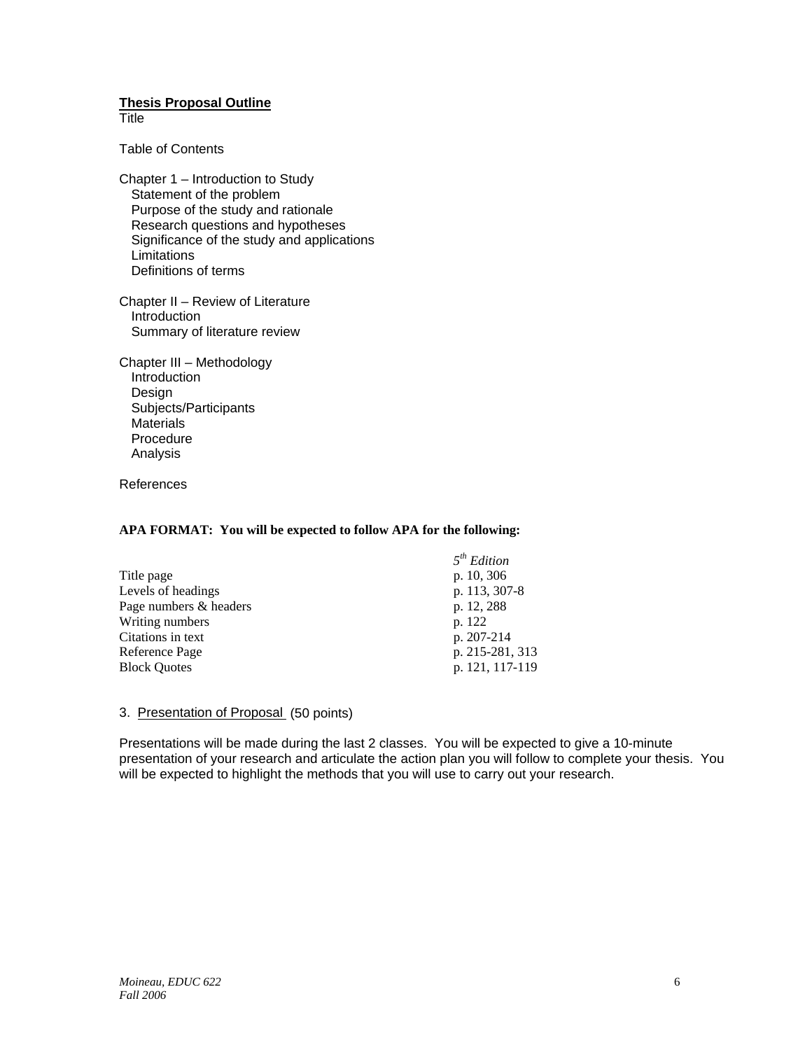**Thesis Proposal Outline**

Title

Table of Contents

Chapter 1 – Introduction to Study
- Statement of the problem
- Purpose of the study and rationale
- Research questions and hypotheses
- Significance of the study and applications
- Limitations
- Definitions of terms

Chapter II – Review of Literature
- Introduction
- Summary of literature review

Chapter III – Methodology
- Introduction
- Design
- Subjects/Participants
- Materials
- Procedure
- Analysis

References

**APA FORMAT: You will be expected to follow APA for the following:**

| | *5th Edition* |
|---|---|
| Title page | p. 10, 306 |
| Levels of headings | p. 113, 307-8 |
| Page numbers & headers | p. 12, 288 |
| Writing numbers | p. 122 |
| Citations in text | p. 207-214 |
| Reference Page | p. 215-281, 313 |
| Block Quotes | p. 121, 117-119 |

3. Presentation of Proposal (50 points)

Presentations will be made during the last 2 classes. You will be expected to give a 10-minute presentation of your research and articulate the action plan you will follow to complete your thesis. You will be expected to highlight the methods that you will use to carry out your research.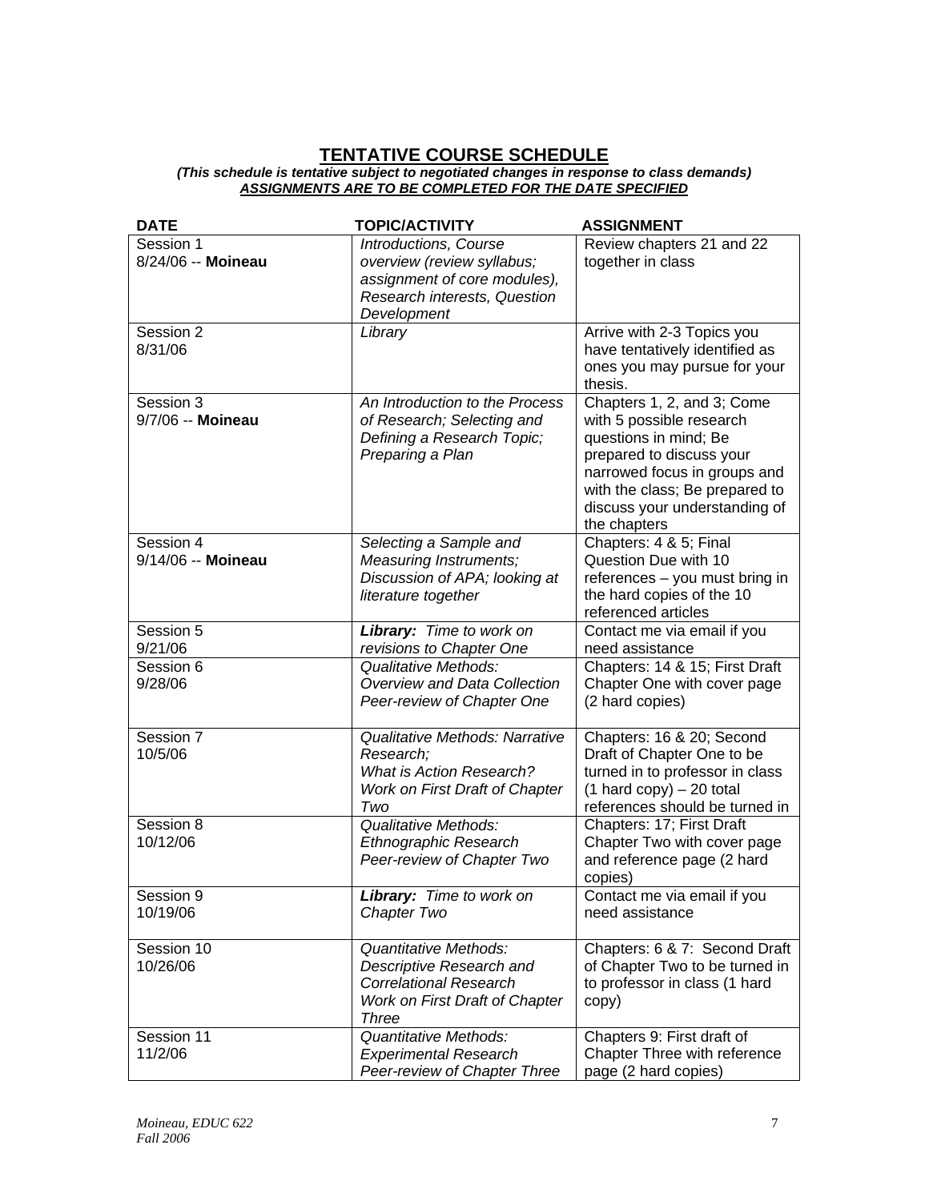## TENTATIVE COURSE SCHEDULE

***(This schedule is tentative subject to negotiated changes in response to class demands)***

***ASSIGNMENTS ARE TO BE COMPLETED FOR THE DATE SPECIFIED***

| DATE | TOPIC/ACTIVITY | ASSIGNMENT |
|---|---|---|
| Session 1<br>8/24/06 -- **Moineau** | *Introductions, Course overview (review syllabus; assignment of core modules), Research interests, Question Development* | Review chapters 21 and 22 together in class |
| Session 2<br>8/31/06 | *Library* | Arrive with 2-3 Topics you have tentatively identified as ones you may pursue for your thesis. |
| Session 3<br>9/7/06 -- **Moineau** | *An Introduction to the Process of Research; Selecting and Defining a Research Topic; Preparing a Plan* | Chapters 1, 2, and 3; Come with 5 possible research questions in mind; Be prepared to discuss your narrowed focus in groups and with the class; Be prepared to discuss your understanding of the chapters |
| Session 4<br>9/14/06 -- **Moineau** | *Selecting a Sample and Measuring Instruments; Discussion of APA; looking at literature together* | Chapters: 4 & 5; Final Question Due with 10 references – you must bring in the hard copies of the 10 referenced articles |
| Session 5<br>9/21/06 | ***Library:*** *Time to work on revisions to Chapter One* | Contact me via email if you need assistance |
| Session 6<br>9/28/06 | *Qualitative Methods: Overview and Data Collection Peer-review of Chapter One* | Chapters: 14 & 15; First Draft Chapter One with cover page (2 hard copies) |
| Session 7<br>10/5/06 | *Qualitative Methods: Narrative Research; What is Action Research? Work on First Draft of Chapter Two* | Chapters: 16 & 20; Second Draft of Chapter One to be turned in to professor in class (1 hard copy) – 20 total references should be turned in |
| Session 8<br>10/12/06 | *Qualitative Methods: Ethnographic Research Peer-review of Chapter Two* | Chapters: 17; First Draft Chapter Two with cover page and reference page (2 hard copies) |
| Session 9<br>10/19/06 | ***Library:*** *Time to work on Chapter Two* | Contact me via email if you need assistance |
| Session 10<br>10/26/06 | *Quantitative Methods: Descriptive Research and Correlational Research Work on First Draft of Chapter Three* | Chapters: 6 & 7: Second Draft of Chapter Two to be turned in to professor in class (1 hard copy) |
| Session 11<br>11/2/06 | *Quantitative Methods: Experimental Research Peer-review of Chapter Three* | Chapters 9: First draft of Chapter Three with reference page (2 hard copies) |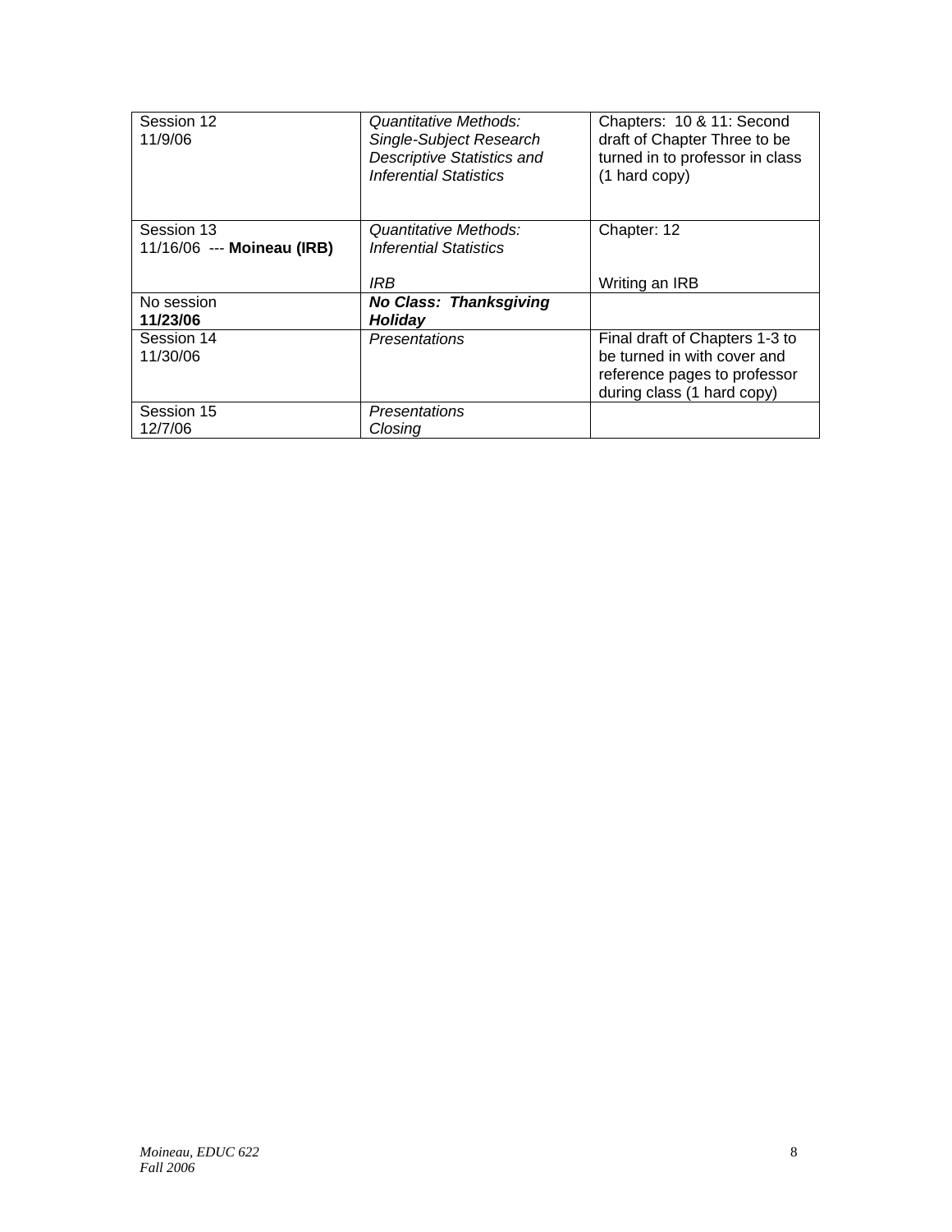| | | |
|---|---|---|
| Session 12<br>11/9/06 | *Quantitative Methods: Single-Subject Research Descriptive Statistics and Inferential Statistics* | Chapters: 10 & 11: Second draft of Chapter Three to be turned in to professor in class (1 hard copy) |
| Session 13<br>11/16/06 --- **Moineau (IRB)** | *Quantitative Methods: Inferential Statistics*<br><br>*IRB* | Chapter: 12<br><br>Writing an IRB |
| No session<br>**11/23/06** | ***No Class: Thanksgiving Holiday*** | |
| Session 14<br>11/30/06 | *Presentations* | Final draft of Chapters 1-3 to be turned in with cover and reference pages to professor during class (1 hard copy) |
| Session 15<br>12/7/06 | *Presentations*<br>*Closing* | |